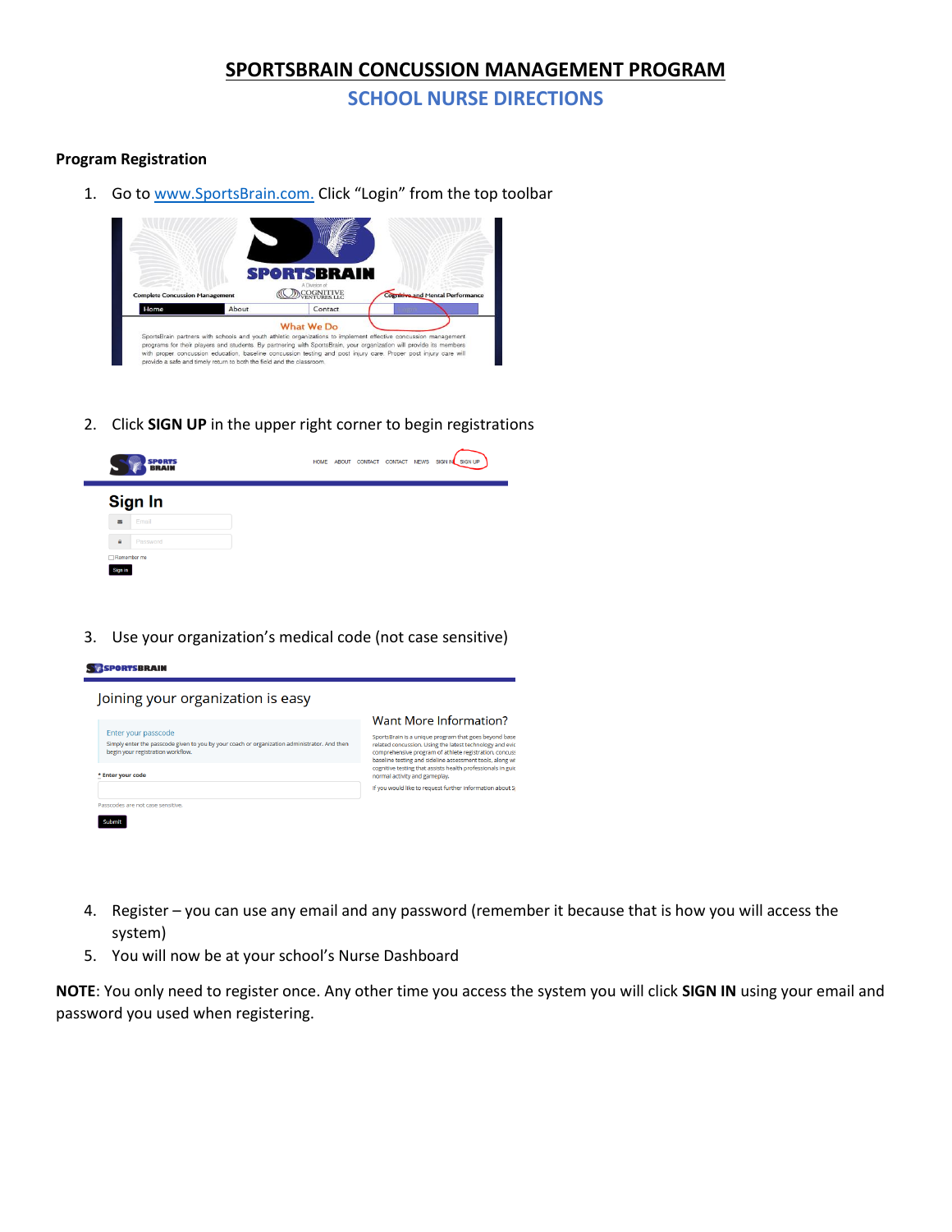# SPORTSBRAIN CONCUSSION MANAGEMENT PROGRAM

## SCHOOL NURSE DIRECTIONS

**Program Registration**

1. Go to www.SportsBrain.com. Click "Login" from the top toolbar

2. Click **SIGN UP** in the upper right corner to begin registrations

3. Use your organization's medical code (not case sensitive)

4. Register – you can use any email and any password (remember it because that is how you will access the system)
5. You will now be at your school's Nurse Dashboard

**NOTE**: You only need to register once. Any other time you access the system you will click **SIGN IN** using your email and password you used when registering.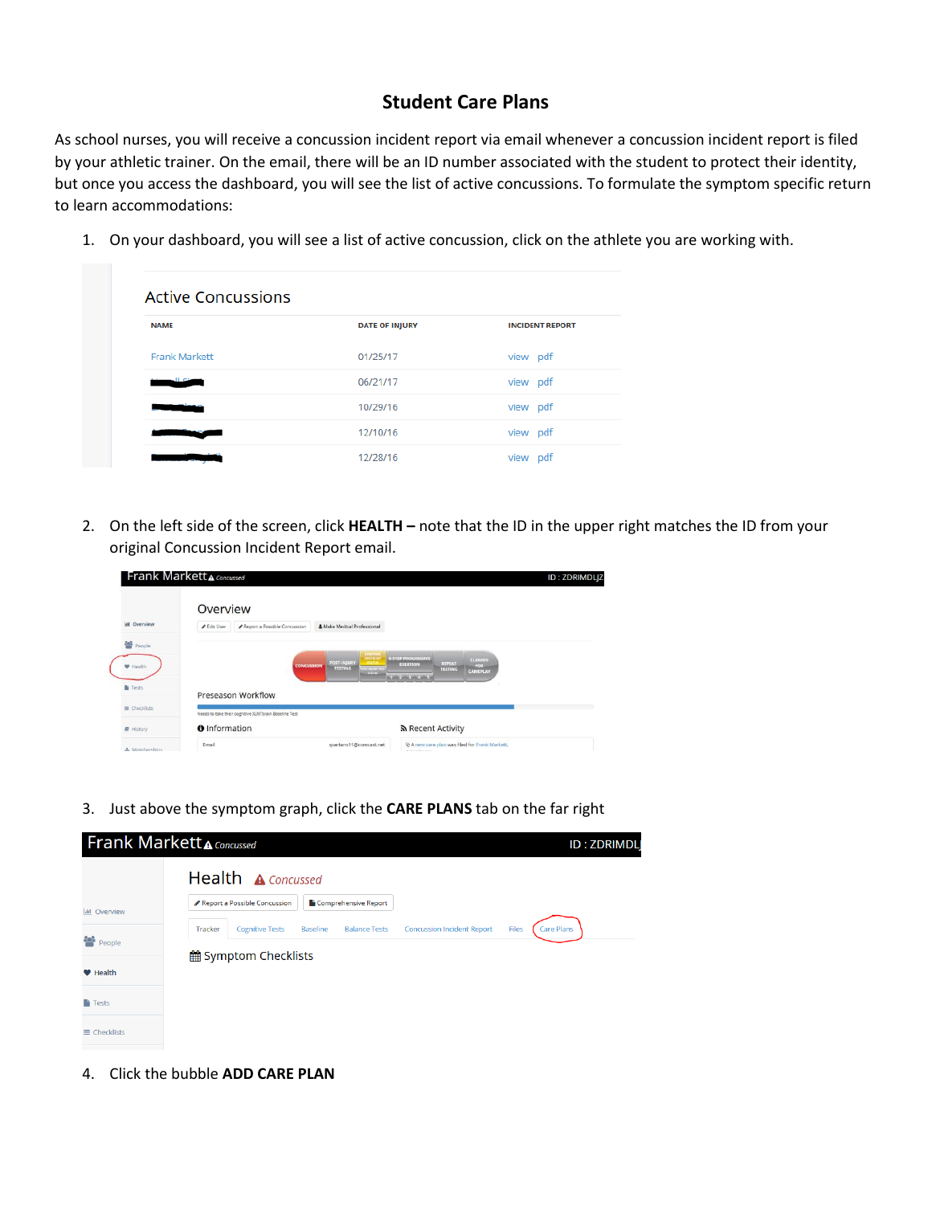# Student Care Plans

As school nurses, you will receive a concussion incident report via email whenever a concussion incident report is filed by your athletic trainer. On the email, there will be an ID number associated with the student to protect their identity, but once you access the dashboard, you will see the list of active concussions. To formulate the symptom specific return to learn accommodations:

1. On your dashboard, you will see a list of active concussion, click on the athlete you are working with.

Active Concussions

| NAME | DATE OF INJURY | INCIDENT REPORT |
|---|---|---|
| Frank Markett | 01/25/17 | view pdf |
| | 06/21/17 | view pdf |
| | 10/29/16 | view pdf |
| | 12/10/16 | view pdf |
| | 12/28/16 | view pdf |

2. On the left side of the screen, click **HEALTH –** note that the ID in the upper right matches the ID from your original Concussion Incident Report email.

3. Just above the symptom graph, click the **CARE PLANS** tab on the far right

4. Click the bubble **ADD CARE PLAN**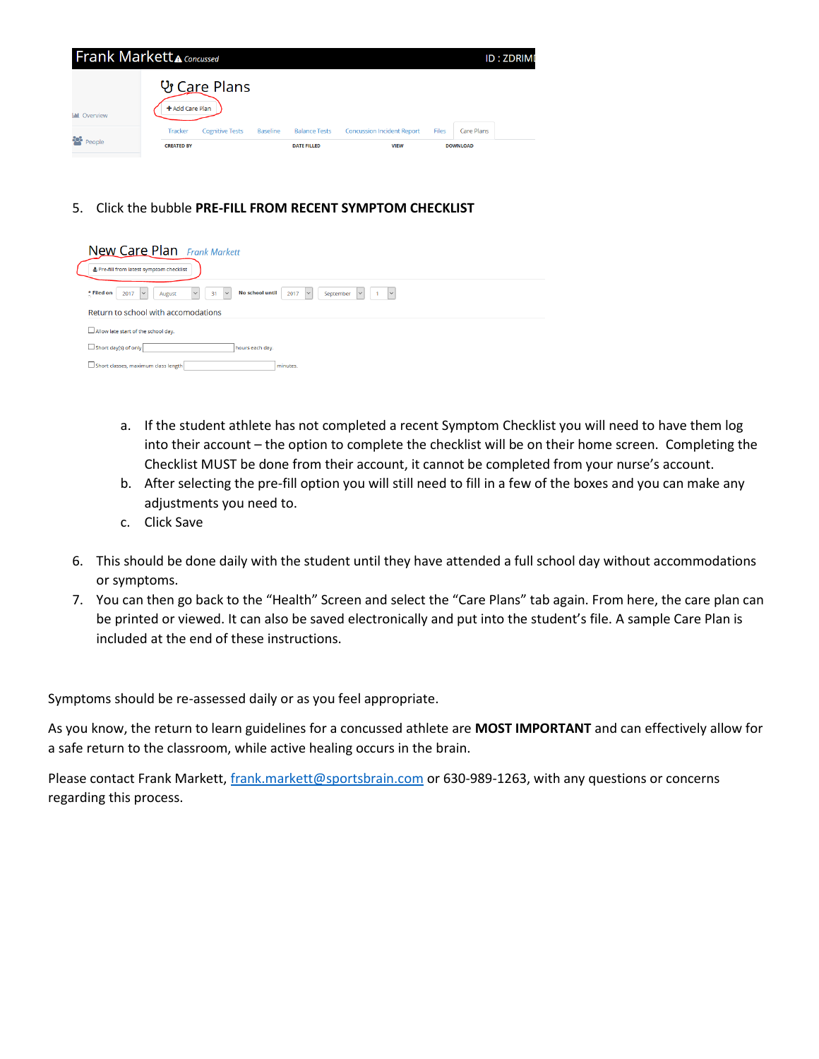5. Click the bubble **PRE-FILL FROM RECENT SYMPTOM CHECKLIST**

    a. If the student athlete has not completed a recent Symptom Checklist you will need to have them log into their account – the option to complete the checklist will be on their home screen. Completing the Checklist MUST be done from their account, it cannot be completed from your nurse's account.
    b. After selecting the pre-fill option you will still need to fill in a few of the boxes and you can make any adjustments you need to.
    c. Click Save

6. This should be done daily with the student until they have attended a full school day without accommodations or symptoms.
7. You can then go back to the "Health" Screen and select the "Care Plans" tab again. From here, the care plan can be printed or viewed. It can also be saved electronically and put into the student's file. A sample Care Plan is included at the end of these instructions.

Symptoms should be re-assessed daily or as you feel appropriate.

As you know, the return to learn guidelines for a concussed athlete are **MOST IMPORTANT** and can effectively allow for a safe return to the classroom, while active healing occurs in the brain.

Please contact Frank Markett, frank.markett@sportsbrain.com or 630-989-1263, with any questions or concerns regarding this process.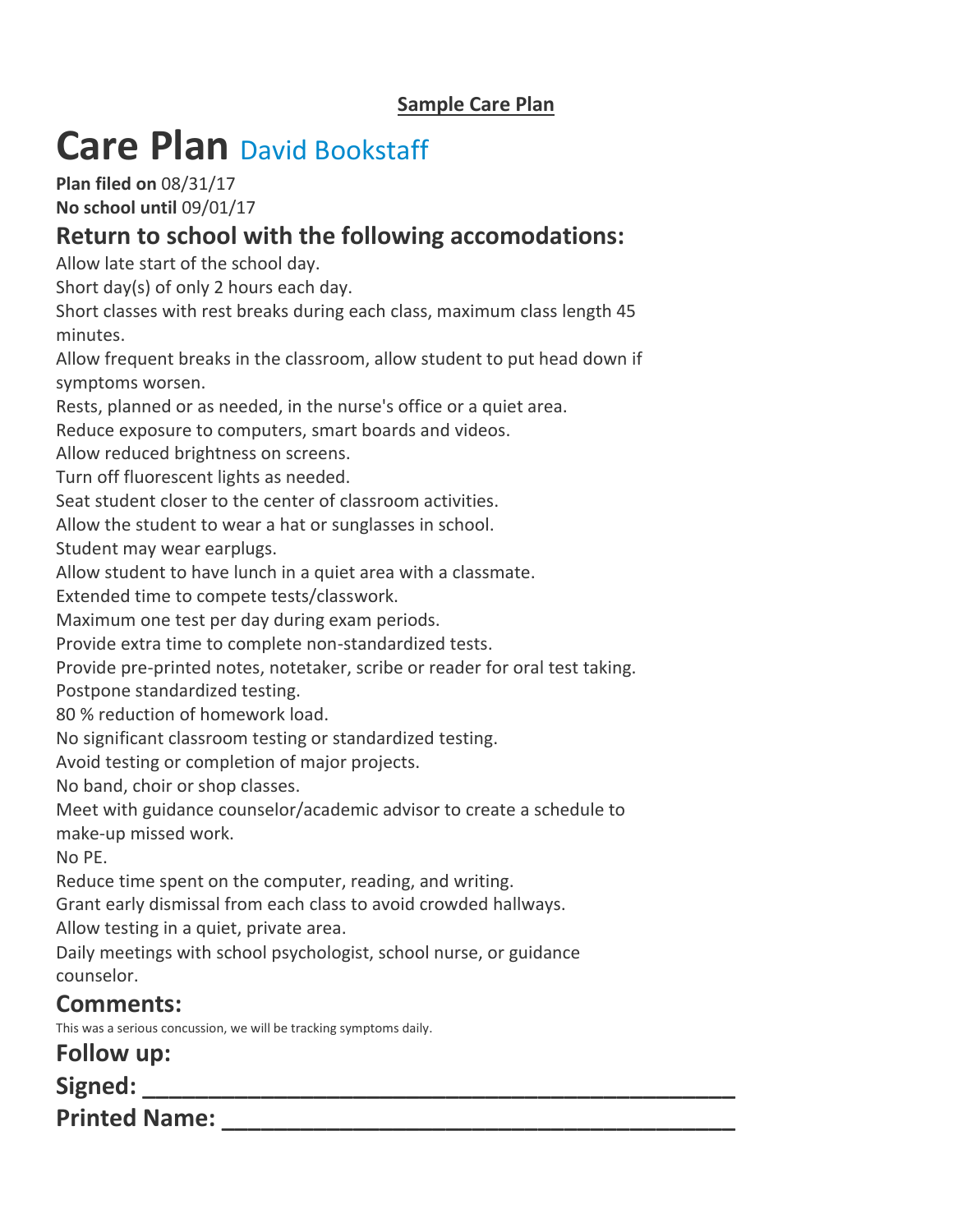**Sample Care Plan**

# Care Plan David Bookstaff

**Plan filed on** 08/31/17
**No school until** 09/01/17

## Return to school with the following accomodations:

Allow late start of the school day.
Short day(s) of only 2 hours each day.
Short classes with rest breaks during each class, maximum class length 45 minutes.
Allow frequent breaks in the classroom, allow student to put head down if symptoms worsen.
Rests, planned or as needed, in the nurse's office or a quiet area.
Reduce exposure to computers, smart boards and videos.
Allow reduced brightness on screens.
Turn off fluorescent lights as needed.
Seat student closer to the center of classroom activities.
Allow the student to wear a hat or sunglasses in school.
Student may wear earplugs.
Allow student to have lunch in a quiet area with a classmate.
Extended time to compete tests/classwork.
Maximum one test per day during exam periods.
Provide extra time to complete non-standardized tests.
Provide pre-printed notes, notetaker, scribe or reader for oral test taking.
Postpone standardized testing.
80 % reduction of homework load.
No significant classroom testing or standardized testing.
Avoid testing or completion of major projects.
No band, choir or shop classes.
Meet with guidance counselor/academic advisor to create a schedule to make-up missed work.
No PE.
Reduce time spent on the computer, reading, and writing.
Grant early dismissal from each class to avoid crowded hallways.
Allow testing in a quiet, private area.
Daily meetings with school psychologist, school nurse, or guidance counselor.

## Comments:

This was a serious concussion, we will be tracking symptoms daily.

## Follow up:

## Signed: ___________________________________________

## Printed Name: ______________________________________